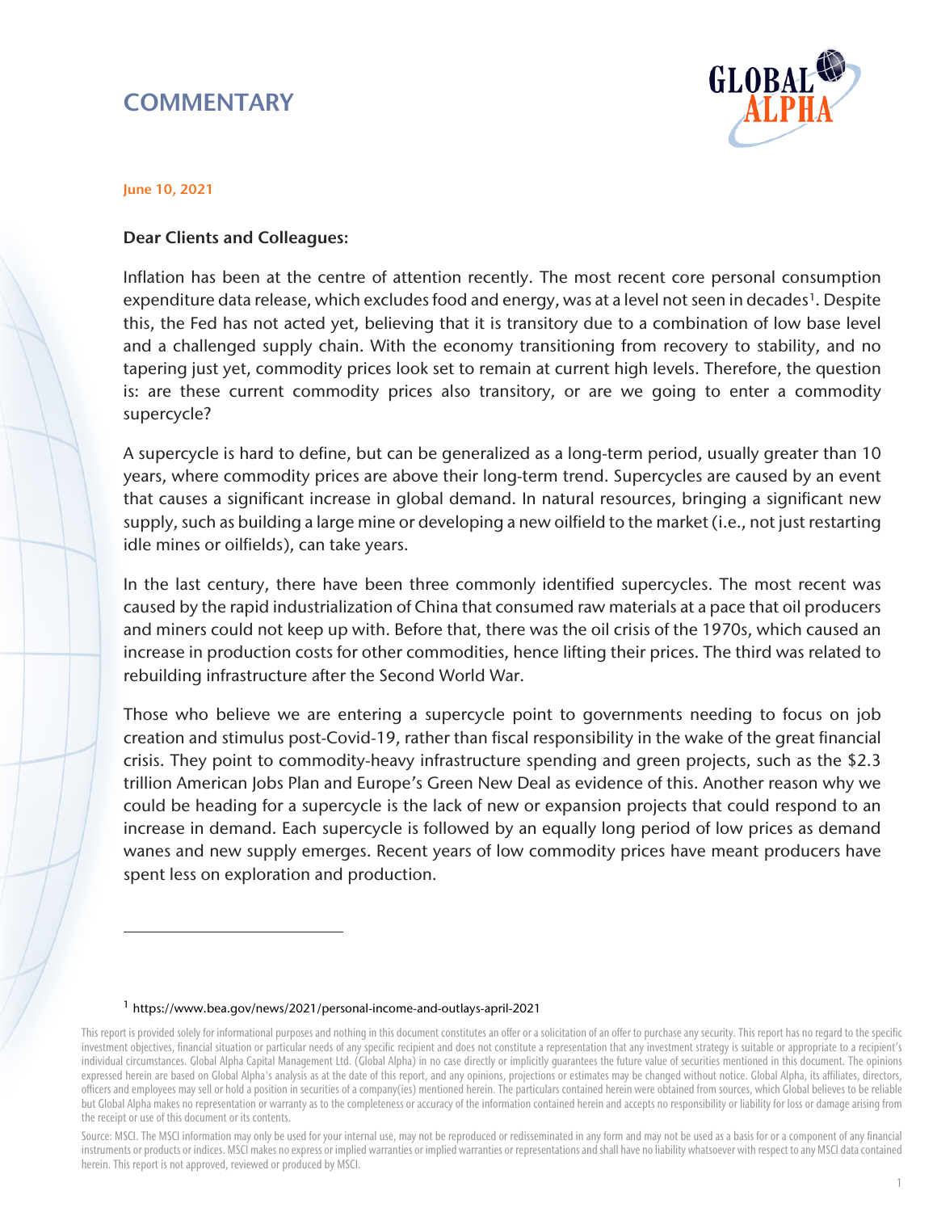# COMMENTARY

**June 10, 2021**

**Dear Clients and Colleagues:**

Inflation has been at the centre of attention recently. The most recent core personal consumption expenditure data release, which excludes food and energy, was at a level not seen in decades[1]. Despite this, the Fed has not acted yet, believing that it is transitory due to a combination of low base level and a challenged supply chain. With the economy transitioning from recovery to stability, and no tapering just yet, commodity prices look set to remain at current high levels. Therefore, the question is: are these current commodity prices also transitory, or are we going to enter a commodity supercycle?

A supercycle is hard to define, but can be generalized as a long-term period, usually greater than 10 years, where commodity prices are above their long-term trend. Supercycles are caused by an event that causes a significant increase in global demand. In natural resources, bringing a significant new supply, such as building a large mine or developing a new oilfield to the market (i.e., not just restarting idle mines or oilfields), can take years.

In the last century, there have been three commonly identified supercycles. The most recent was caused by the rapid industrialization of China that consumed raw materials at a pace that oil producers and miners could not keep up with. Before that, there was the oil crisis of the 1970s, which caused an increase in production costs for other commodities, hence lifting their prices. The third was related to rebuilding infrastructure after the Second World War.

Those who believe we are entering a supercycle point to governments needing to focus on job creation and stimulus post-Covid-19, rather than fiscal responsibility in the wake of the great financial crisis. They point to commodity-heavy infrastructure spending and green projects, such as the $2.3 trillion American Jobs Plan and Europe's Green New Deal as evidence of this. Another reason why we could be heading for a supercycle is the lack of new or expansion projects that could respond to an increase in demand. Each supercycle is followed by an equally long period of low prices as demand wanes and new supply emerges. Recent years of low commodity prices have meant producers have spent less on exploration and production.

---

[1] https://www.bea.gov/news/2021/personal-income-and-outlays-april-2021

This report is provided solely for informational purposes and nothing in this document constitutes an offer or a solicitation of an offer to purchase any security. This report has no regard to the specific investment objectives, financial situation or particular needs of any specific recipient and does not constitute a representation that any investment strategy is suitable or appropriate to a recipient's individual circumstances. Global Alpha Capital Management Ltd. (Global Alpha) in no case directly or implicitly guarantees the future value of securities mentioned in this document. The opinions expressed herein are based on Global Alpha's analysis as at the date of this report, and any opinions, projections or estimates may be changed without notice. Global Alpha, its affiliates, directors, officers and employees may sell or hold a position in securities of a company(ies) mentioned herein. The particulars contained herein were obtained from sources, which Global believes to be reliable but Global Alpha makes no representation or warranty as to the completeness or accuracy of the information contained herein and accepts no responsibility or liability for loss or damage arising from the receipt or use of this document or its contents.

Source: MSCI. The MSCI information may only be used for your internal use, may not be reproduced or redisseminated in any form and may not be used as a basis for or a component of any financial instruments or products or indices. MSCI makes no express or implied warranties or implied warranties or representations and shall have no liability whatsoever with respect to any MSCI data contained herein. This report is not approved, reviewed or produced by MSCI.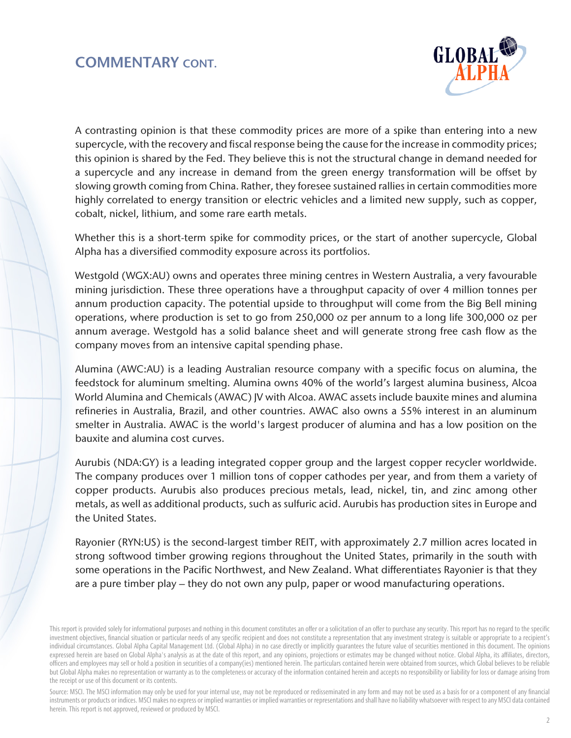## COMMENTARY CONT.

A contrasting opinion is that these commodity prices are more of a spike than entering into a new supercycle, with the recovery and fiscal response being the cause for the increase in commodity prices; this opinion is shared by the Fed. They believe this is not the structural change in demand needed for a supercycle and any increase in demand from the green energy transformation will be offset by slowing growth coming from China. Rather, they foresee sustained rallies in certain commodities more highly correlated to energy transition or electric vehicles and a limited new supply, such as copper, cobalt, nickel, lithium, and some rare earth metals.

Whether this is a short-term spike for commodity prices, or the start of another supercycle, Global Alpha has a diversified commodity exposure across its portfolios.

Westgold (WGX:AU) owns and operates three mining centres in Western Australia, a very favourable mining jurisdiction. These three operations have a throughput capacity of over 4 million tonnes per annum production capacity. The potential upside to throughput will come from the Big Bell mining operations, where production is set to go from 250,000 oz per annum to a long life 300,000 oz per annum average. Westgold has a solid balance sheet and will generate strong free cash flow as the company moves from an intensive capital spending phase.

Alumina (AWC:AU) is a leading Australian resource company with a specific focus on alumina, the feedstock for aluminum smelting. Alumina owns 40% of the world's largest alumina business, Alcoa World Alumina and Chemicals (AWAC) JV with Alcoa. AWAC assets include bauxite mines and alumina refineries in Australia, Brazil, and other countries. AWAC also owns a 55% interest in an aluminum smelter in Australia. AWAC is the world's largest producer of alumina and has a low position on the bauxite and alumina cost curves.

Aurubis (NDA:GY) is a leading integrated copper group and the largest copper recycler worldwide. The company produces over 1 million tons of copper cathodes per year, and from them a variety of copper products. Aurubis also produces precious metals, lead, nickel, tin, and zinc among other metals, as well as additional products, such as sulfuric acid. Aurubis has production sites in Europe and the United States.

Rayonier (RYN:US) is the second-largest timber REIT, with approximately 2.7 million acres located in strong softwood timber growing regions throughout the United States, primarily in the south with some operations in the Pacific Northwest, and New Zealand. What differentiates Rayonier is that they are a pure timber play – they do not own any pulp, paper or wood manufacturing operations.

This report is provided solely for informational purposes and nothing in this document constitutes an offer or a solicitation of an offer to purchase any security. This report has no regard to the specific investment objectives, financial situation or particular needs of any specific recipient and does not constitute a representation that any investment strategy is suitable or appropriate to a recipient's individual circumstances. Global Alpha Capital Management Ltd. (Global Alpha) in no case directly or implicitly guarantees the future value of securities mentioned in this document. The opinions expressed herein are based on Global Alpha's analysis as at the date of this report, and any opinions, projections or estimates may be changed without notice. Global Alpha, its affiliates, directors, officers and employees may sell or hold a position in securities of a company(ies) mentioned herein. The particulars contained herein were obtained from sources, which Global believes to be reliable but Global Alpha makes no representation or warranty as to the completeness or accuracy of the information contained herein and accepts no responsibility or liability for loss or damage arising from the receipt or use of this document or its contents.

Source: MSCI. The MSCI information may only be used for your internal use, may not be reproduced or redisseminated in any form and may not be used as a basis for or a component of any financial instruments or products or indices. MSCI makes no express or implied warranties or implied warranties or representations and shall have no liability whatsoever with respect to any MSCI data contained herein. This report is not approved, reviewed or produced by MSCI.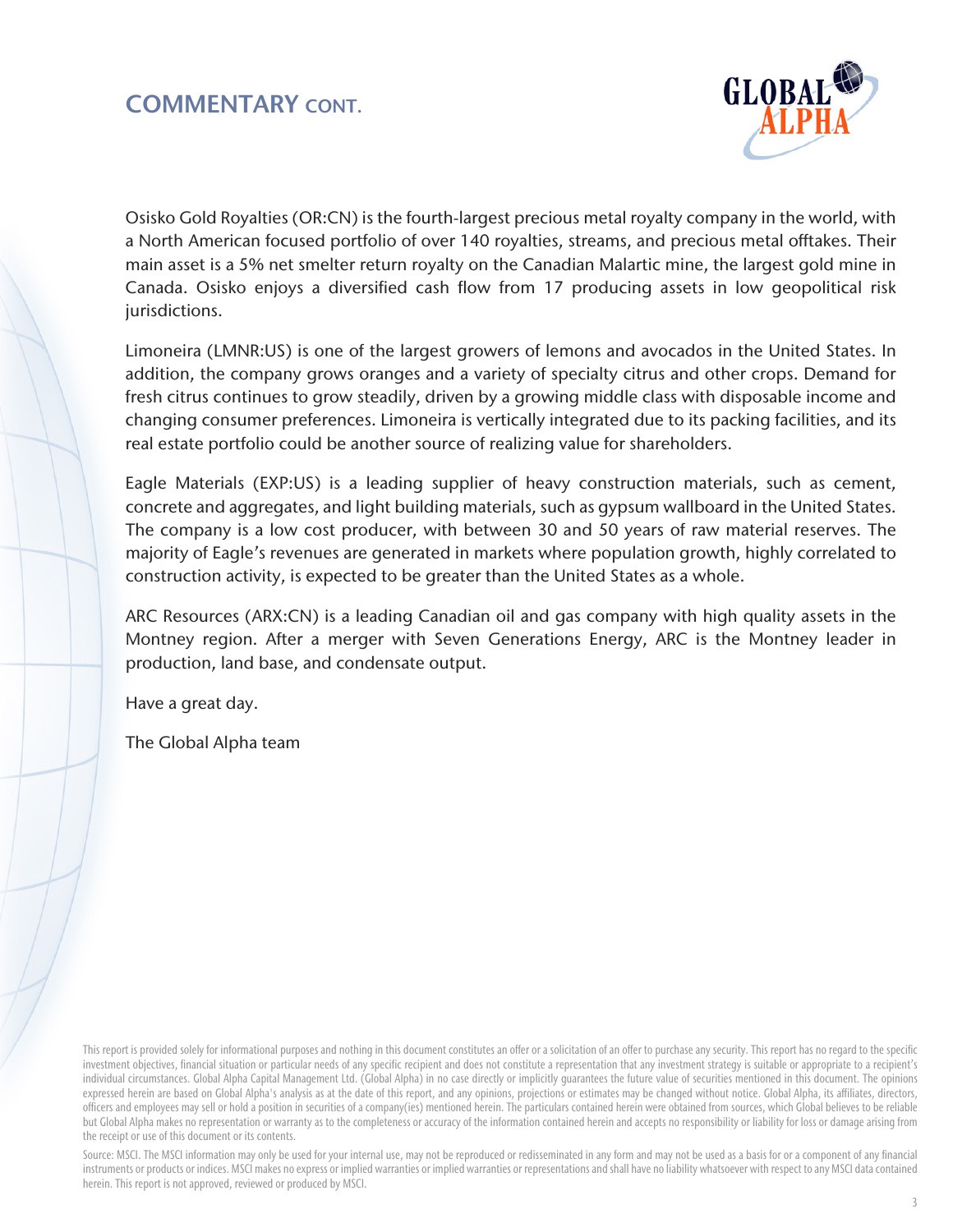## COMMENTARY CONT.

Osisko Gold Royalties (OR:CN) is the fourth-largest precious metal royalty company in the world, with a North American focused portfolio of over 140 royalties, streams, and precious metal offtakes. Their main asset is a 5% net smelter return royalty on the Canadian Malartic mine, the largest gold mine in Canada. Osisko enjoys a diversified cash flow from 17 producing assets in low geopolitical risk jurisdictions.

Limoneira (LMNR:US) is one of the largest growers of lemons and avocados in the United States. In addition, the company grows oranges and a variety of specialty citrus and other crops. Demand for fresh citrus continues to grow steadily, driven by a growing middle class with disposable income and changing consumer preferences. Limoneira is vertically integrated due to its packing facilities, and its real estate portfolio could be another source of realizing value for shareholders.

Eagle Materials (EXP:US) is a leading supplier of heavy construction materials, such as cement, concrete and aggregates, and light building materials, such as gypsum wallboard in the United States. The company is a low cost producer, with between 30 and 50 years of raw material reserves. The majority of Eagle's revenues are generated in markets where population growth, highly correlated to construction activity, is expected to be greater than the United States as a whole.

ARC Resources (ARX:CN) is a leading Canadian oil and gas company with high quality assets in the Montney region. After a merger with Seven Generations Energy, ARC is the Montney leader in production, land base, and condensate output.

Have a great day.

The Global Alpha team

This report is provided solely for informational purposes and nothing in this document constitutes an offer or a solicitation of an offer to purchase any security. This report has no regard to the specific investment objectives, financial situation or particular needs of any specific recipient and does not constitute a representation that any investment strategy is suitable or appropriate to a recipient's individual circumstances. Global Alpha Capital Management Ltd. (Global Alpha) in no case directly or implicitly guarantees the future value of securities mentioned in this document. The opinions expressed herein are based on Global Alpha's analysis as at the date of this report, and any opinions, projections or estimates may be changed without notice. Global Alpha, its affiliates, directors, officers and employees may sell or hold a position in securities of a company(ies) mentioned herein. The particulars contained herein were obtained from sources, which Global believes to be reliable but Global Alpha makes no representation or warranty as to the completeness or accuracy of the information contained herein and accepts no responsibility or liability for loss or damage arising from the receipt or use of this document or its contents.

Source: MSCI. The MSCI information may only be used for your internal use, may not be reproduced or redisseminated in any form and may not be used as a basis for or a component of any financial instruments or products or indices. MSCI makes no express or implied warranties or implied warranties or representations and shall have no liability whatsoever with respect to any MSCI data contained herein. This report is not approved, reviewed or produced by MSCI.